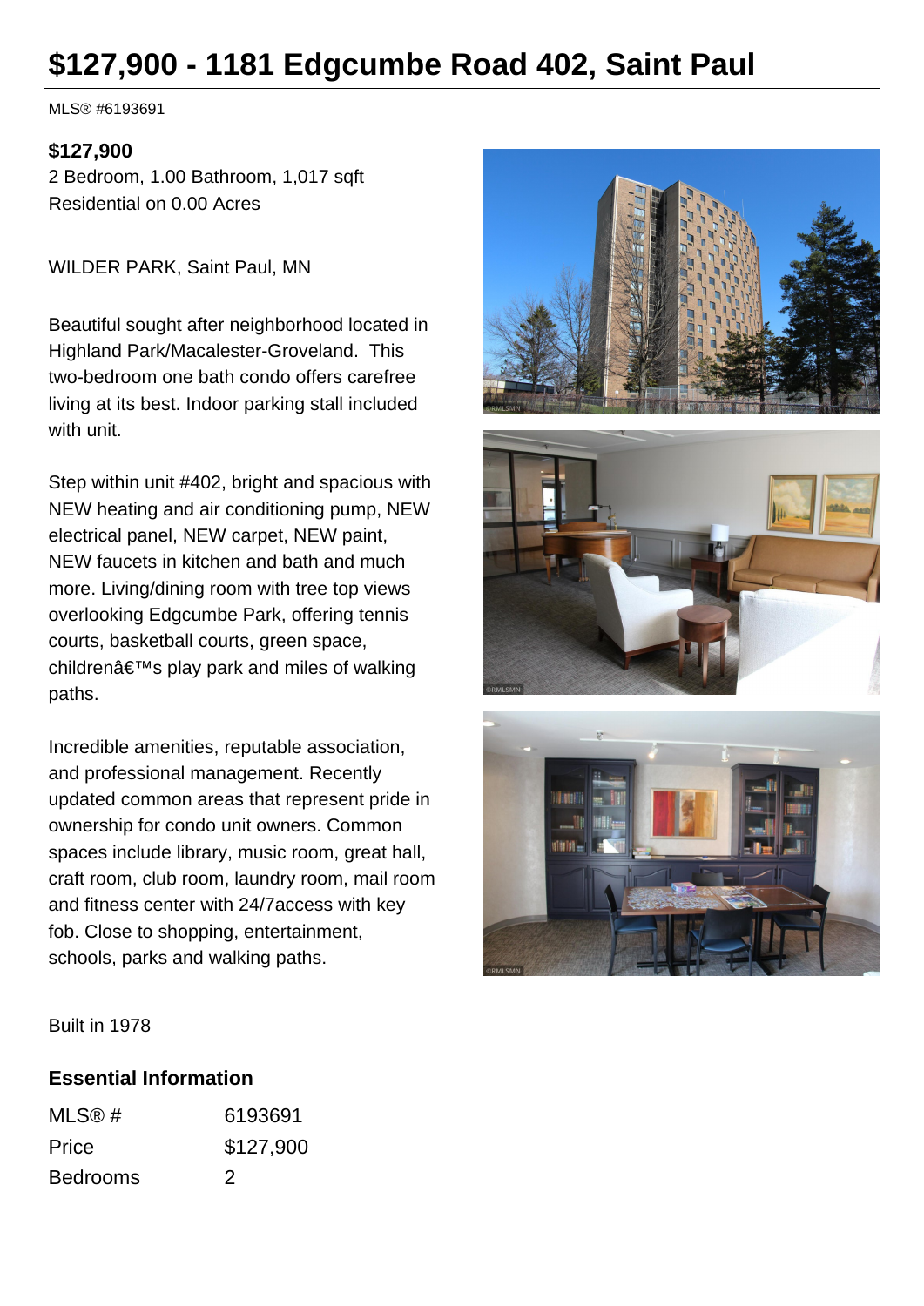# $127,900 - 1181 Edgcumbe Road 402, Saint Paul

MLS® #6193691

**$127,900**
2 Bedroom, 1.00 Bathroom, 1,017 sqft
Residential on 0.00 Acres

WILDER PARK, Saint Paul, MN

Beautiful sought after neighborhood located in Highland Park/Macalester-Groveland. This two-bedroom one bath condo offers carefree living at its best. Indoor parking stall included with unit.

Step within unit #402, bright and spacious with NEW heating and air conditioning pump, NEW electrical panel, NEW carpet, NEW paint, NEW faucets in kitchen and bath and much more. Living/dining room with tree top views overlooking Edgcumbe Park, offering tennis courts, basketball courts, green space, childrenâ€™s play park and miles of walking paths.

Incredible amenities, reputable association, and professional management. Recently updated common areas that represent pride in ownership for condo unit owners. Common spaces include library, music room, great hall, craft room, club room, laundry room, mail room and fitness center with 24/7access with key fob. Close to shopping, entertainment, schools, parks and walking paths.

Built in 1978

## Essential Information

| | |
|---|---|
| MLS® # | 6193691 |
| Price | $127,900 |
| Bedrooms | 2 |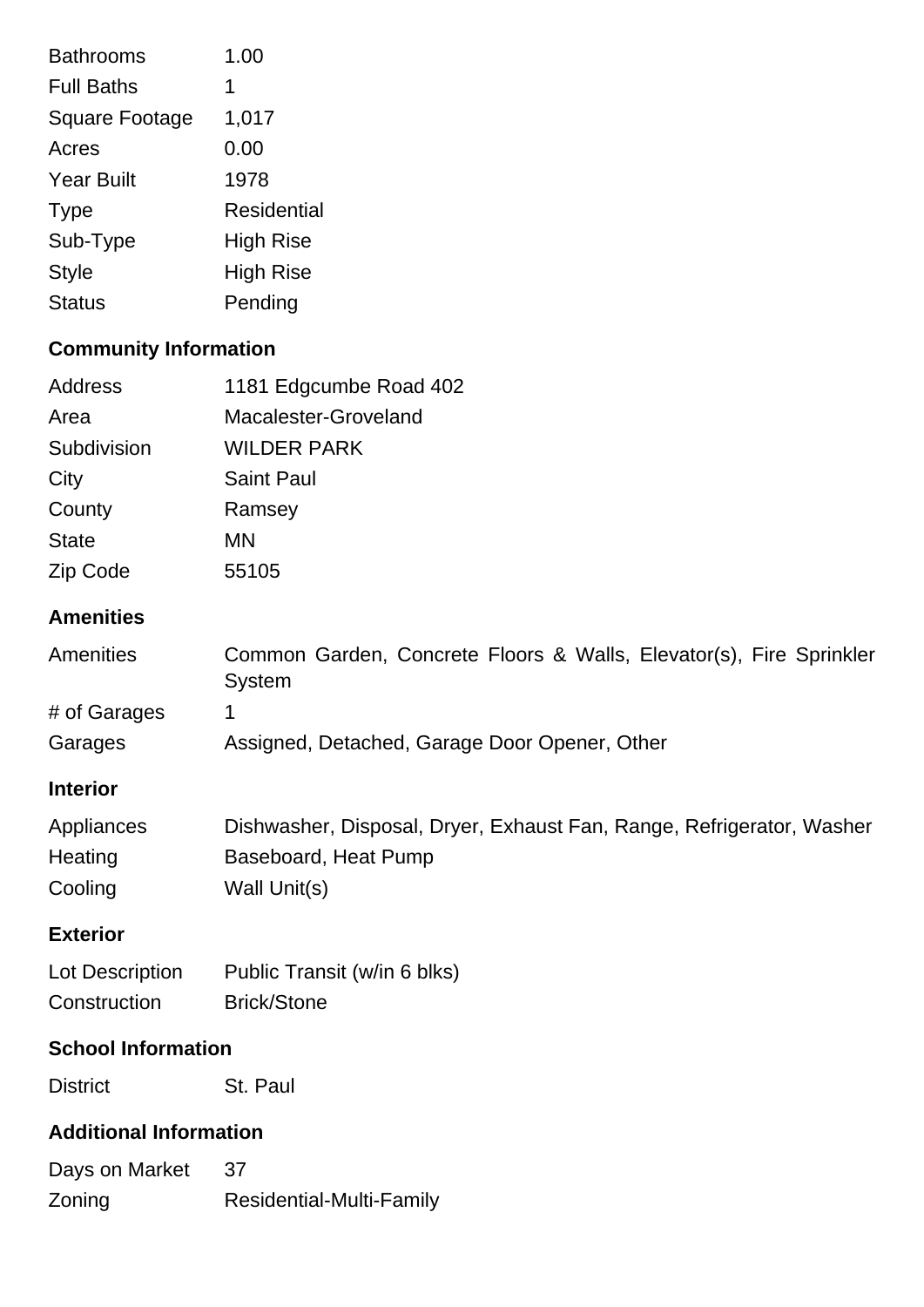| | |
|---|---|
| Bathrooms | 1.00 |
| Full Baths | 1 |
| Square Footage | 1,017 |
| Acres | 0.00 |
| Year Built | 1978 |
| Type | Residential |
| Sub-Type | High Rise |
| Style | High Rise |
| Status | Pending |

## Community Information

| | |
|---|---|
| Address | 1181 Edgcumbe Road 402 |
| Area | Macalester-Groveland |
| Subdivision | WILDER PARK |
| City | Saint Paul |
| County | Ramsey |
| State | MN |
| Zip Code | 55105 |

## Amenities

| | |
|---|---|
| Amenities | Common Garden, Concrete Floors & Walls, Elevator(s), Fire Sprinkler System |
| # of Garages | 1 |
| Garages | Assigned, Detached, Garage Door Opener, Other |

## Interior

| | |
|---|---|
| Appliances | Dishwasher, Disposal, Dryer, Exhaust Fan, Range, Refrigerator, Washer |
| Heating | Baseboard, Heat Pump |
| Cooling | Wall Unit(s) |

## Exterior

| | |
|---|---|
| Lot Description | Public Transit (w/in 6 blks) |
| Construction | Brick/Stone |

## School Information

| | |
|---|---|
| District | St. Paul |

## Additional Information

| | |
|---|---|
| Days on Market | 37 |
| Zoning | Residential-Multi-Family |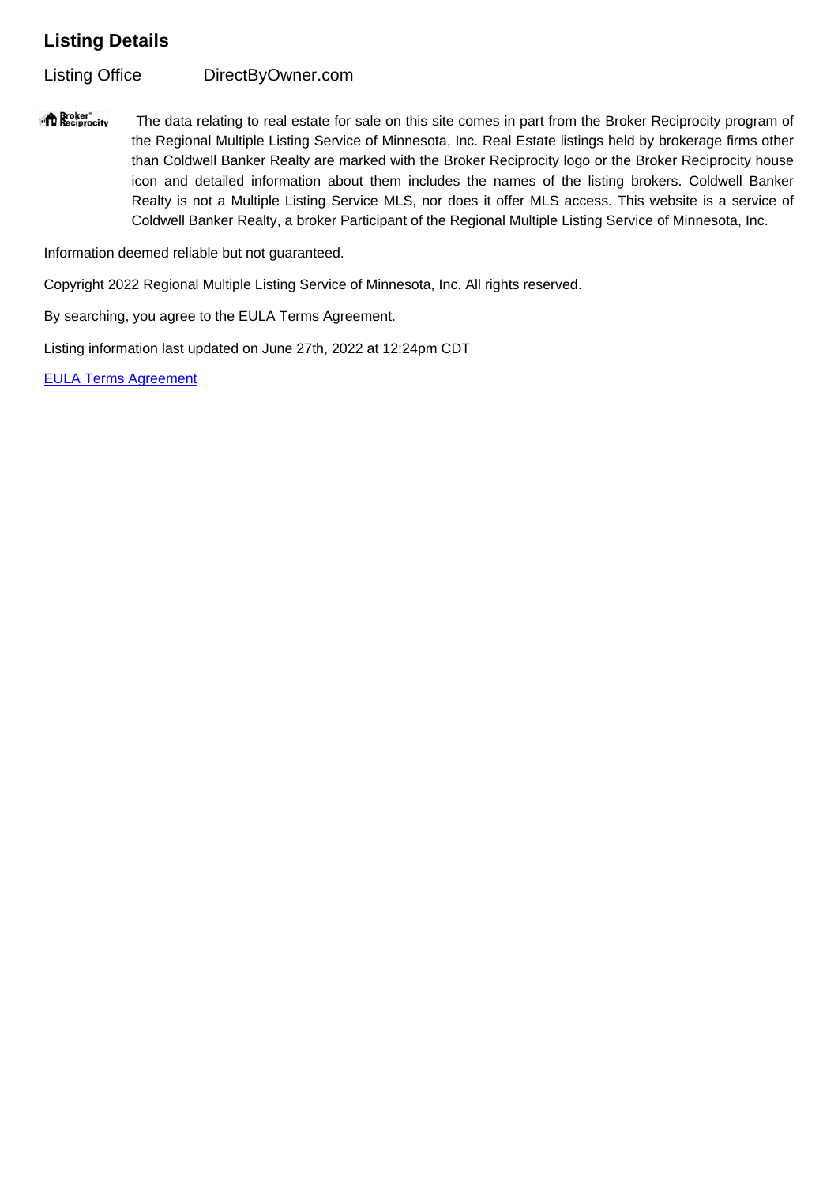## Listing Details

Listing Office DirectByOwner.com

The data relating to real estate for sale on this site comes in part from the Broker Reciprocity program of the Regional Multiple Listing Service of Minnesota, Inc. Real Estate listings held by brokerage firms other than Coldwell Banker Realty are marked with the Broker Reciprocity logo or the Broker Reciprocity house icon and detailed information about them includes the names of the listing brokers. Coldwell Banker Realty is not a Multiple Listing Service MLS, nor does it offer MLS access. This website is a service of Coldwell Banker Realty, a broker Participant of the Regional Multiple Listing Service of Minnesota, Inc.

Information deemed reliable but not guaranteed.

Copyright 2022 Regional Multiple Listing Service of Minnesota, Inc. All rights reserved.

By searching, you agree to the EULA Terms Agreement.

Listing information last updated on June 27th, 2022 at 12:24pm CDT

EULA Terms Agreement